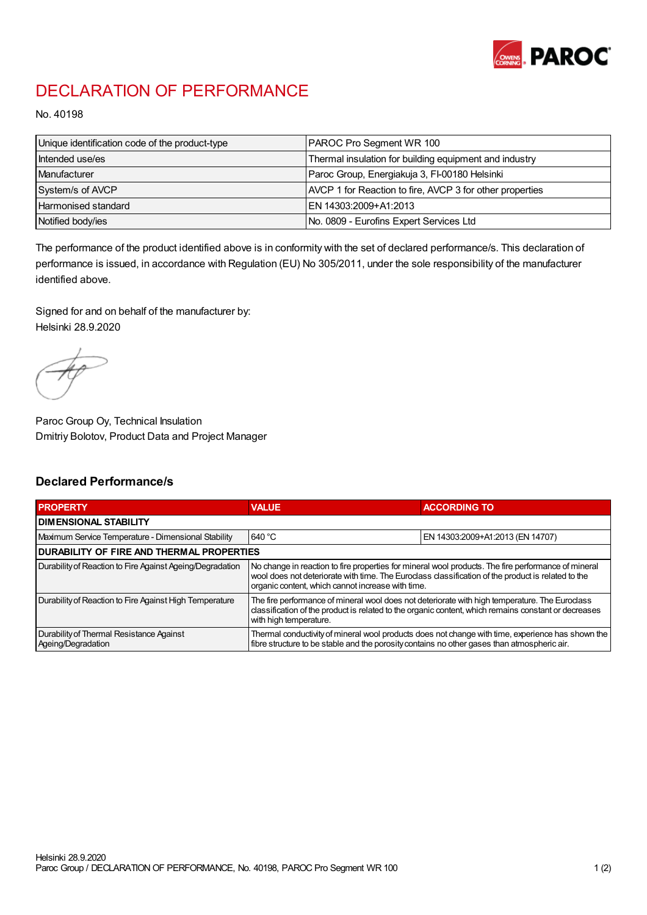# DECLARATION OF PERFORMANCE

No. 40198

| | |
|---|---|
| Unique identification code of the product-type | PAROC Pro Segment WR 100 |
| Intended use/es | Thermal insulation for building equipment and industry |
| Manufacturer | Paroc Group, Energiakuja 3, FI-00180 Helsinki |
| System/s of AVCP | AVCP 1 for Reaction to fire, AVCP 3 for other properties |
| Harmonised standard | EN 14303:2009+A1:2013 |
| Notified body/ies | No. 0809 - Eurofins Expert Services Ltd |

The performance of the product identified above is in conformity with the set of declared performance/s. This declaration of performance is issued, in accordance with Regulation (EU) No 305/2011, under the sole responsibility of the manufacturer identified above.

Signed for and on behalf of the manufacturer by:
Helsinki 28.9.2020

Paroc Group Oy, Technical Insulation
Dmitriy Bolotov, Product Data and Project Manager

## Declared Performance/s

| PROPERTY | VALUE | ACCORDING TO |
|---|---|---|
| **DIMENSIONAL STABILITY** | | |
| Maximum Service Temperature - Dimensional Stability | 640 °C | EN 14303:2009+A1:2013 (EN 14707) |
| **DURABILITY OF FIRE AND THERMAL PROPERTIES** | | |
| Durability of Reaction to Fire Against Ageing/Degradation | No change in reaction to fire properties for mineral wool products. The fire performance of mineral wool does not deteriorate with time. The Euroclass classification of the product is related to the organic content, which cannot increase with time. | |
| Durability of Reaction to Fire Against High Temperature | The fire performance of mineral wool does not deteriorate with high temperature. The Euroclass classification of the product is related to the organic content, which remains constant or decreases with high temperature. | |
| Durability of Thermal Resistance Against Ageing/Degradation | Thermal conductivity of mineral wool products does not change with time, experience has shown the fibre structure to be stable and the porosity contains no other gases than atmospheric air. | |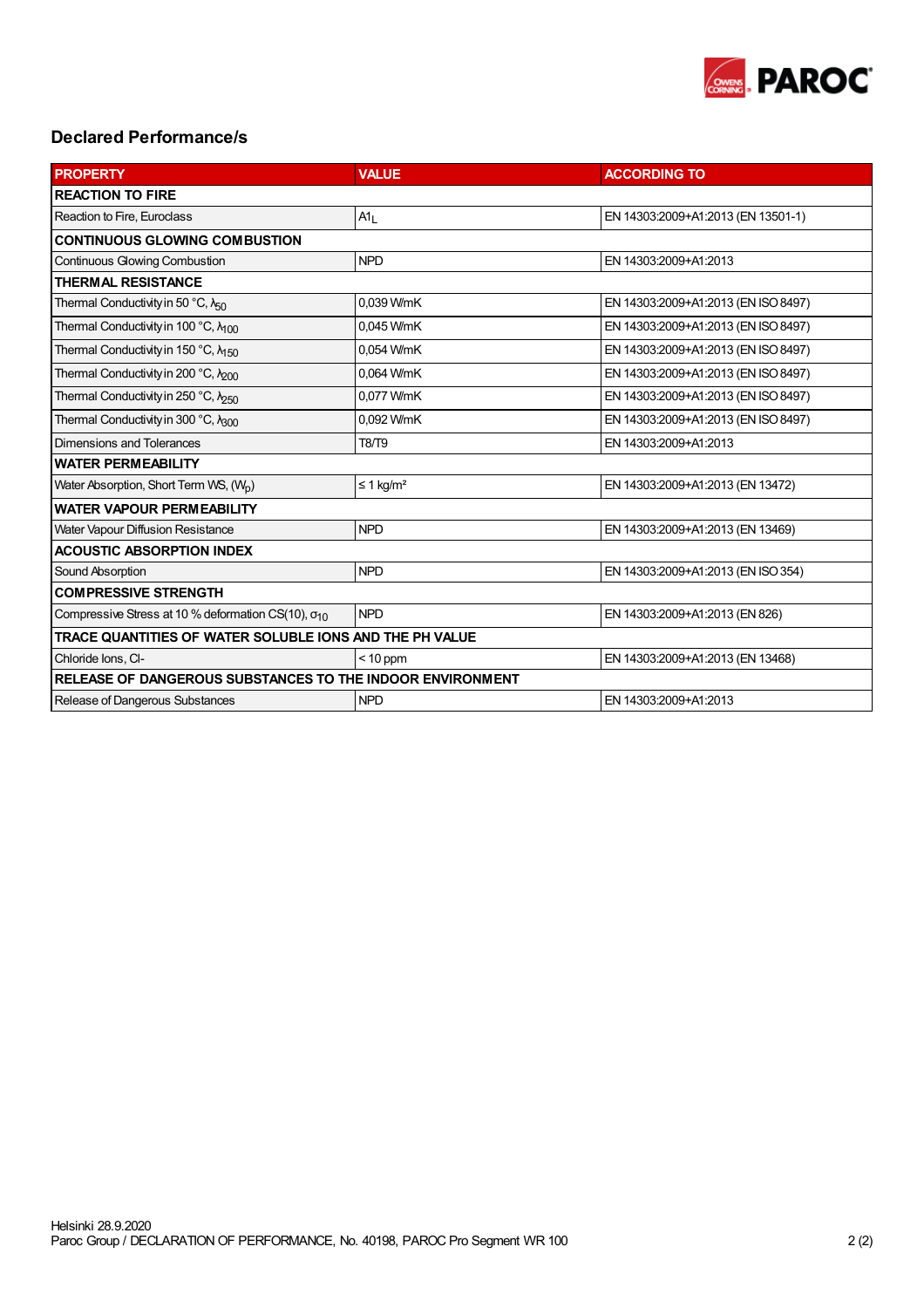## Declared Performance/s

| PROPERTY | VALUE | ACCORDING TO |
|---|---|---|
| **REACTION TO FIRE** | | |
| Reaction to Fire, Euroclass | $A1_L$ | EN 14303:2009+A1:2013 (EN 13501-1) |
| **CONTINUOUS GLOWING COMBUSTION** | | |
| Continuous Glowing Combustion | NPD | EN 14303:2009+A1:2013 |
| **THERMAL RESISTANCE** | | |
| Thermal Conductivity in 50 °C, $\lambda_{50}$ | 0,039 W/mK | EN 14303:2009+A1:2013 (EN ISO 8497) |
| Thermal Conductivity in 100 °C, $\lambda_{100}$ | 0,045 W/mK | EN 14303:2009+A1:2013 (EN ISO 8497) |
| Thermal Conductivity in 150 °C, $\lambda_{150}$ | 0,054 W/mK | EN 14303:2009+A1:2013 (EN ISO 8497) |
| Thermal Conductivity in 200 °C, $\lambda_{200}$ | 0,064 W/mK | EN 14303:2009+A1:2013 (EN ISO 8497) |
| Thermal Conductivity in 250 °C, $\lambda_{250}$ | 0,077 W/mK | EN 14303:2009+A1:2013 (EN ISO 8497) |
| Thermal Conductivity in 300 °C, $\lambda_{300}$ | 0,092 W/mK | EN 14303:2009+A1:2013 (EN ISO 8497) |
| Dimensions and Tolerances | T8/T9 | EN 14303:2009+A1:2013 |
| **WATER PERMEABILITY** | | |
| Water Absorption, Short Term WS, ($W_p$) | ≤ 1 kg/m² | EN 14303:2009+A1:2013 (EN 13472) |
| **WATER VAPOUR PERMEABILITY** | | |
| Water Vapour Diffusion Resistance | NPD | EN 14303:2009+A1:2013 (EN 13469) |
| **ACOUSTIC ABSORPTION INDEX** | | |
| Sound Absorption | NPD | EN 14303:2009+A1:2013 (EN ISO 354) |
| **COMPRESSIVE STRENGTH** | | |
| Compressive Stress at 10 % deformation CS(10), $\sigma_{10}$ | NPD | EN 14303:2009+A1:2013 (EN 826) |
| **TRACE QUANTITIES OF WATER SOLUBLE IONS AND THE PH VALUE** | | |
| Chloride Ions, Cl- | < 10 ppm | EN 14303:2009+A1:2013 (EN 13468) |
| **RELEASE OF DANGEROUS SUBSTANCES TO THE INDOOR ENVIRONMENT** | | |
| Release of Dangerous Substances | NPD | EN 14303:2009+A1:2013 |

Helsinki 28.9.2020
Paroc Group / DECLARATION OF PERFORMANCE, No. 40198, PAROC Pro Segment WR 100